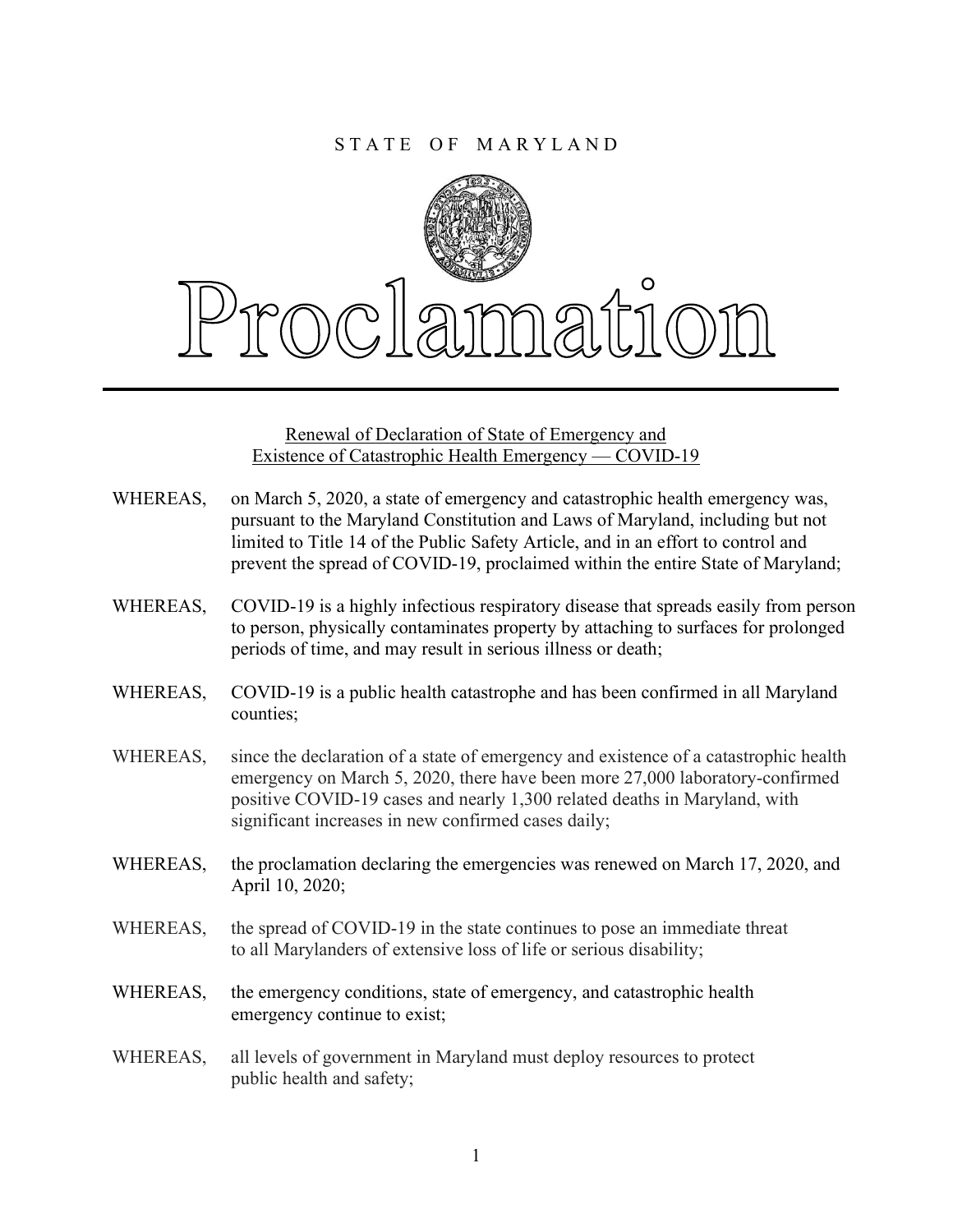STATE OF MARYLAND

# Proclamation

<u>Renewal of Declaration of State of Emergency and Existence of Catastrophic Health Emergency — COVID-19</u>

WHEREAS, on March 5, 2020, a state of emergency and catastrophic health emergency was, pursuant to the Maryland Constitution and Laws of Maryland, including but not limited to Title 14 of the Public Safety Article, and in an effort to control and prevent the spread of COVID-19, proclaimed within the entire State of Maryland;

WHEREAS, COVID-19 is a highly infectious respiratory disease that spreads easily from person to person, physically contaminates property by attaching to surfaces for prolonged periods of time, and may result in serious illness or death;

WHEREAS, COVID-19 is a public health catastrophe and has been confirmed in all Maryland counties;

WHEREAS, since the declaration of a state of emergency and existence of a catastrophic health emergency on March 5, 2020, there have been more 27,000 laboratory-confirmed positive COVID-19 cases and nearly 1,300 related deaths in Maryland, with significant increases in new confirmed cases daily;

WHEREAS, the proclamation declaring the emergencies was renewed on March 17, 2020, and April 10, 2020;

WHEREAS, the spread of COVID-19 in the state continues to pose an immediate threat to all Marylanders of extensive loss of life or serious disability;

WHEREAS, the emergency conditions, state of emergency, and catastrophic health emergency continue to exist;

WHEREAS, all levels of government in Maryland must deploy resources to protect public health and safety;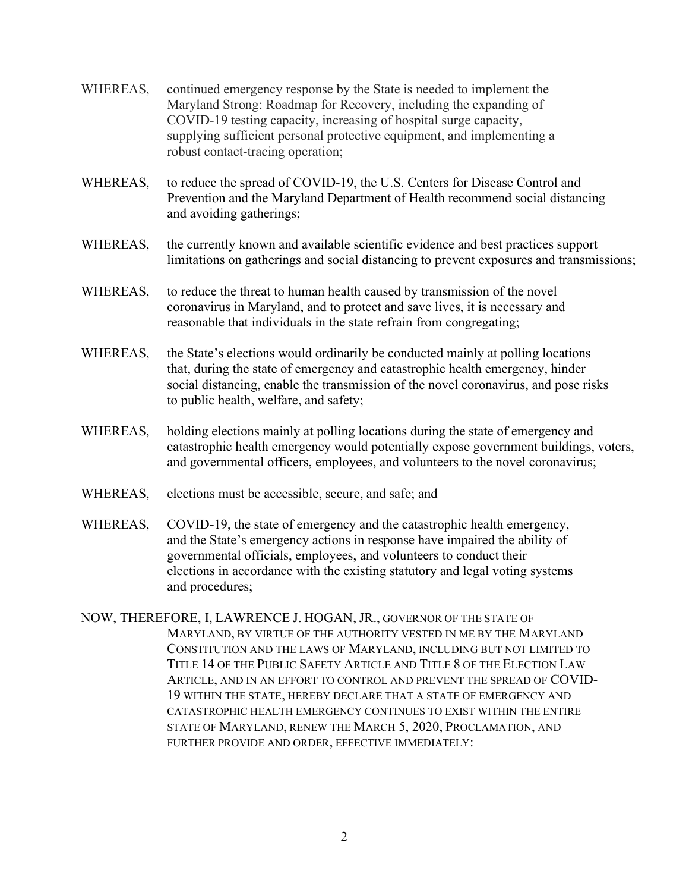WHEREAS, continued emergency response by the State is needed to implement the Maryland Strong: Roadmap for Recovery, including the expanding of COVID-19 testing capacity, increasing of hospital surge capacity, supplying sufficient personal protective equipment, and implementing a robust contact-tracing operation;

WHEREAS, to reduce the spread of COVID-19, the U.S. Centers for Disease Control and Prevention and the Maryland Department of Health recommend social distancing and avoiding gatherings;

WHEREAS, the currently known and available scientific evidence and best practices support limitations on gatherings and social distancing to prevent exposures and transmissions;

WHEREAS, to reduce the threat to human health caused by transmission of the novel coronavirus in Maryland, and to protect and save lives, it is necessary and reasonable that individuals in the state refrain from congregating;

WHEREAS, the State's elections would ordinarily be conducted mainly at polling locations that, during the state of emergency and catastrophic health emergency, hinder social distancing, enable the transmission of the novel coronavirus, and pose risks to public health, welfare, and safety;

WHEREAS, holding elections mainly at polling locations during the state of emergency and catastrophic health emergency would potentially expose government buildings, voters, and governmental officers, employees, and volunteers to the novel coronavirus;

WHEREAS, elections must be accessible, secure, and safe; and

WHEREAS, COVID-19, the state of emergency and the catastrophic health emergency, and the State's emergency actions in response have impaired the ability of governmental officials, employees, and volunteers to conduct their elections in accordance with the existing statutory and legal voting systems and procedures;

NOW, THEREFORE, I, LAWRENCE J. HOGAN, JR., GOVERNOR OF THE STATE OF MARYLAND, BY VIRTUE OF THE AUTHORITY VESTED IN ME BY THE MARYLAND CONSTITUTION AND THE LAWS OF MARYLAND, INCLUDING BUT NOT LIMITED TO TITLE 14 OF THE PUBLIC SAFETY ARTICLE AND TITLE 8 OF THE ELECTION LAW ARTICLE, AND IN AN EFFORT TO CONTROL AND PREVENT THE SPREAD OF COVID-19 WITHIN THE STATE, HEREBY DECLARE THAT A STATE OF EMERGENCY AND CATASTROPHIC HEALTH EMERGENCY CONTINUES TO EXIST WITHIN THE ENTIRE STATE OF MARYLAND, RENEW THE MARCH 5, 2020, PROCLAMATION, AND FURTHER PROVIDE AND ORDER, EFFECTIVE IMMEDIATELY: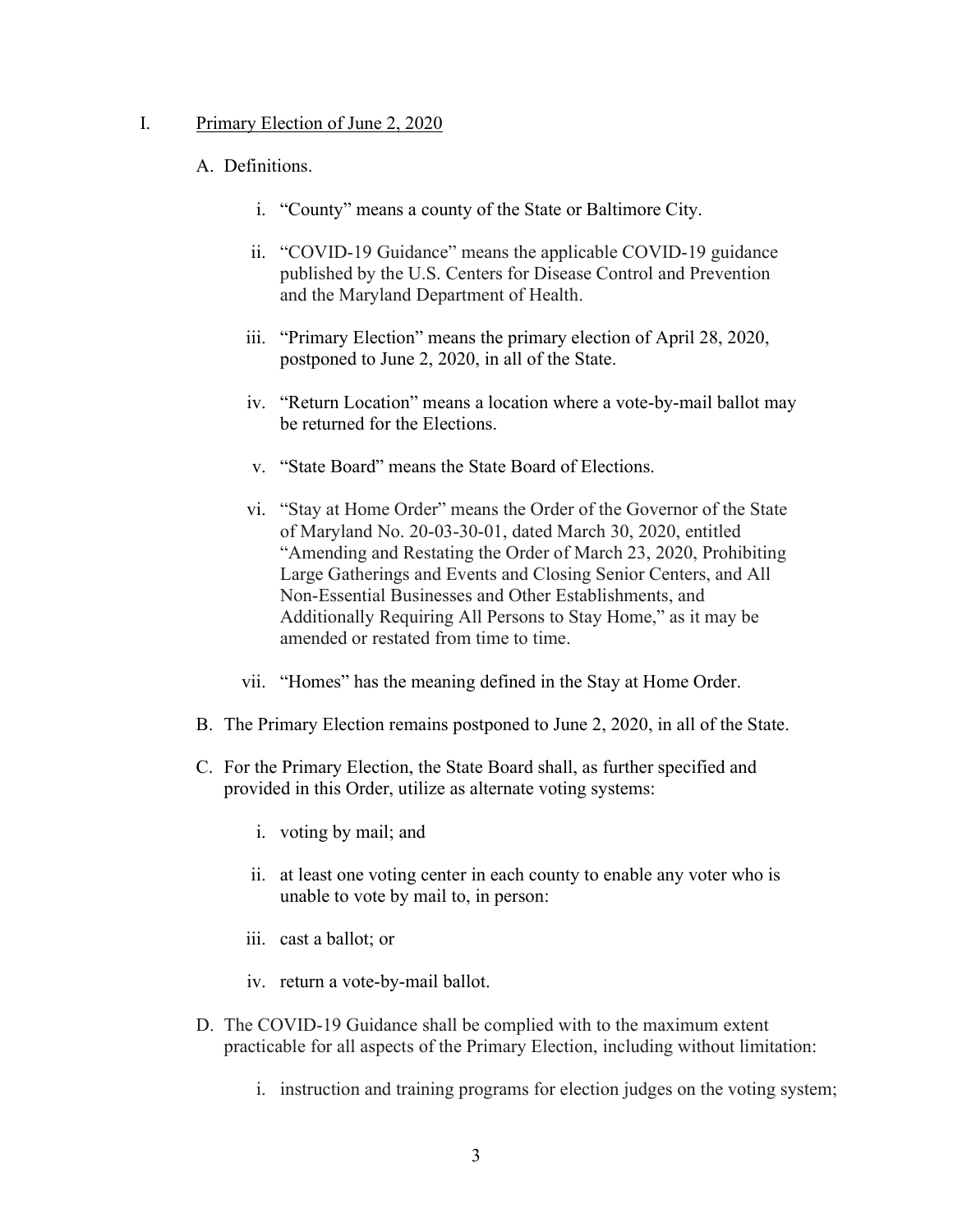## I. Primary Election of June 2, 2020

A. Definitions.

   i. "County" means a county of the State or Baltimore City.

   ii. "COVID-19 Guidance" means the applicable COVID-19 guidance published by the U.S. Centers for Disease Control and Prevention and the Maryland Department of Health.

   iii. "Primary Election" means the primary election of April 28, 2020, postponed to June 2, 2020, in all of the State.

   iv. "Return Location" means a location where a vote-by-mail ballot may be returned for the Elections.

   v. "State Board" means the State Board of Elections.

   vi. "Stay at Home Order" means the Order of the Governor of the State of Maryland No. 20-03-30-01, dated March 30, 2020, entitled "Amending and Restating the Order of March 23, 2020, Prohibiting Large Gatherings and Events and Closing Senior Centers, and All Non-Essential Businesses and Other Establishments, and Additionally Requiring All Persons to Stay Home," as it may be amended or restated from time to time.

   vii. "Homes" has the meaning defined in the Stay at Home Order.

B. The Primary Election remains postponed to June 2, 2020, in all of the State.

C. For the Primary Election, the State Board shall, as further specified and provided in this Order, utilize as alternate voting systems:

   i. voting by mail; and

   ii. at least one voting center in each county to enable any voter who is unable to vote by mail to, in person:

   iii. cast a ballot; or

   iv. return a vote-by-mail ballot.

D. The COVID-19 Guidance shall be complied with to the maximum extent practicable for all aspects of the Primary Election, including without limitation:

   i. instruction and training programs for election judges on the voting system;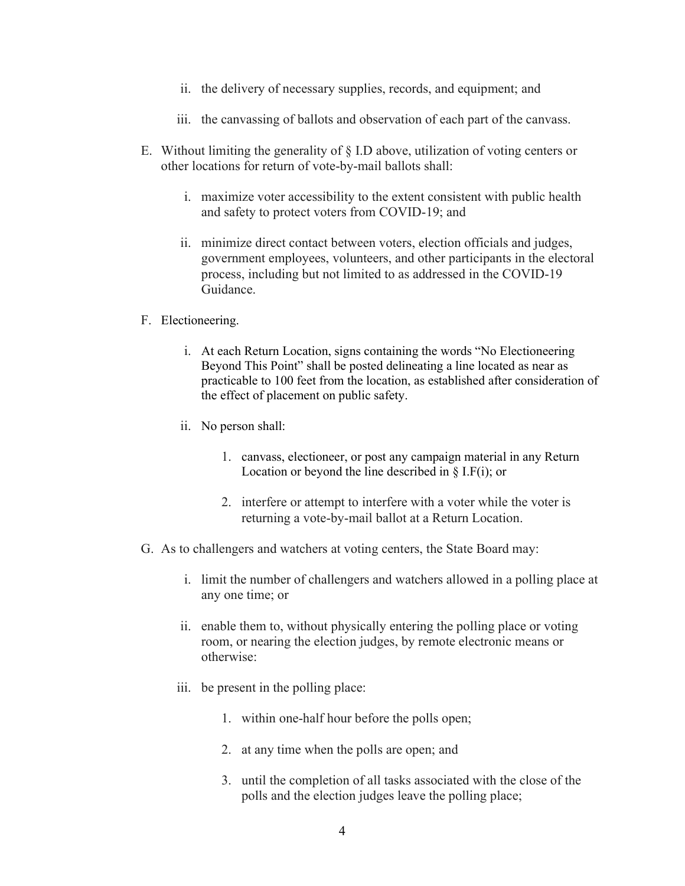ii. the delivery of necessary supplies, records, and equipment; and

iii. the canvassing of ballots and observation of each part of the canvass.

E. Without limiting the generality of § I.D above, utilization of voting centers or other locations for return of vote-by-mail ballots shall:

   i. maximize voter accessibility to the extent consistent with public health and safety to protect voters from COVID-19; and

   ii. minimize direct contact between voters, election officials and judges, government employees, volunteers, and other participants in the electoral process, including but not limited to as addressed in the COVID-19 Guidance.

F. Electioneering.

   i. At each Return Location, signs containing the words "No Electioneering Beyond This Point" shall be posted delineating a line located as near as practicable to 100 feet from the location, as established after consideration of the effect of placement on public safety.

   ii. No person shall:

      1. canvass, electioneer, or post any campaign material in any Return Location or beyond the line described in § I.F(i); or

      2. interfere or attempt to interfere with a voter while the voter is returning a vote-by-mail ballot at a Return Location.

G. As to challengers and watchers at voting centers, the State Board may:

   i. limit the number of challengers and watchers allowed in a polling place at any one time; or

   ii. enable them to, without physically entering the polling place or voting room, or nearing the election judges, by remote electronic means or otherwise:

   iii. be present in the polling place:

      1. within one-half hour before the polls open;

      2. at any time when the polls are open; and

      3. until the completion of all tasks associated with the close of the polls and the election judges leave the polling place;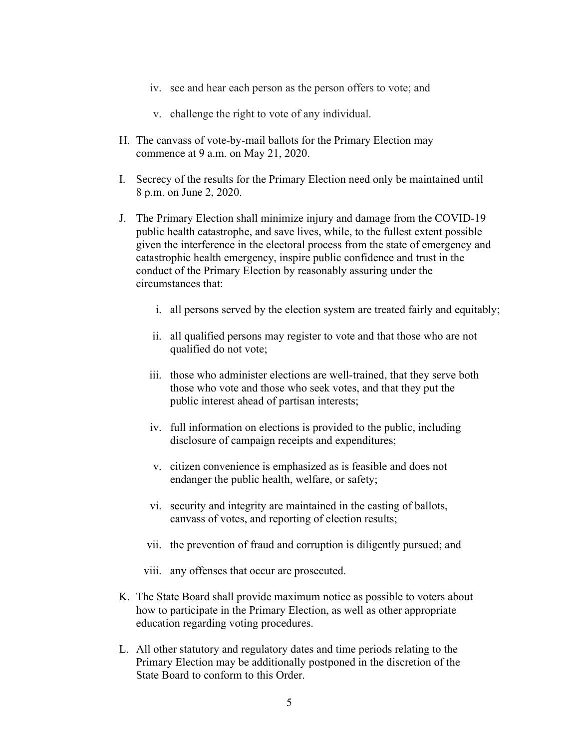iv. see and hear each person as the person offers to vote; and

v. challenge the right to vote of any individual.

H. The canvass of vote-by-mail ballots for the Primary Election may commence at 9 a.m. on May 21, 2020.

I. Secrecy of the results for the Primary Election need only be maintained until 8 p.m. on June 2, 2020.

J. The Primary Election shall minimize injury and damage from the COVID-19 public health catastrophe, and save lives, while, to the fullest extent possible given the interference in the electoral process from the state of emergency and catastrophic health emergency, inspire public confidence and trust in the conduct of the Primary Election by reasonably assuring under the circumstances that:

   i. all persons served by the election system are treated fairly and equitably;

   ii. all qualified persons may register to vote and that those who are not qualified do not vote;

   iii. those who administer elections are well-trained, that they serve both those who vote and those who seek votes, and that they put the public interest ahead of partisan interests;

   iv. full information on elections is provided to the public, including disclosure of campaign receipts and expenditures;

   v. citizen convenience is emphasized as is feasible and does not endanger the public health, welfare, or safety;

   vi. security and integrity are maintained in the casting of ballots, canvass of votes, and reporting of election results;

   vii. the prevention of fraud and corruption is diligently pursued; and

   viii. any offenses that occur are prosecuted.

K. The State Board shall provide maximum notice as possible to voters about how to participate in the Primary Election, as well as other appropriate education regarding voting procedures.

L. All other statutory and regulatory dates and time periods relating to the Primary Election may be additionally postponed in the discretion of the State Board to conform to this Order.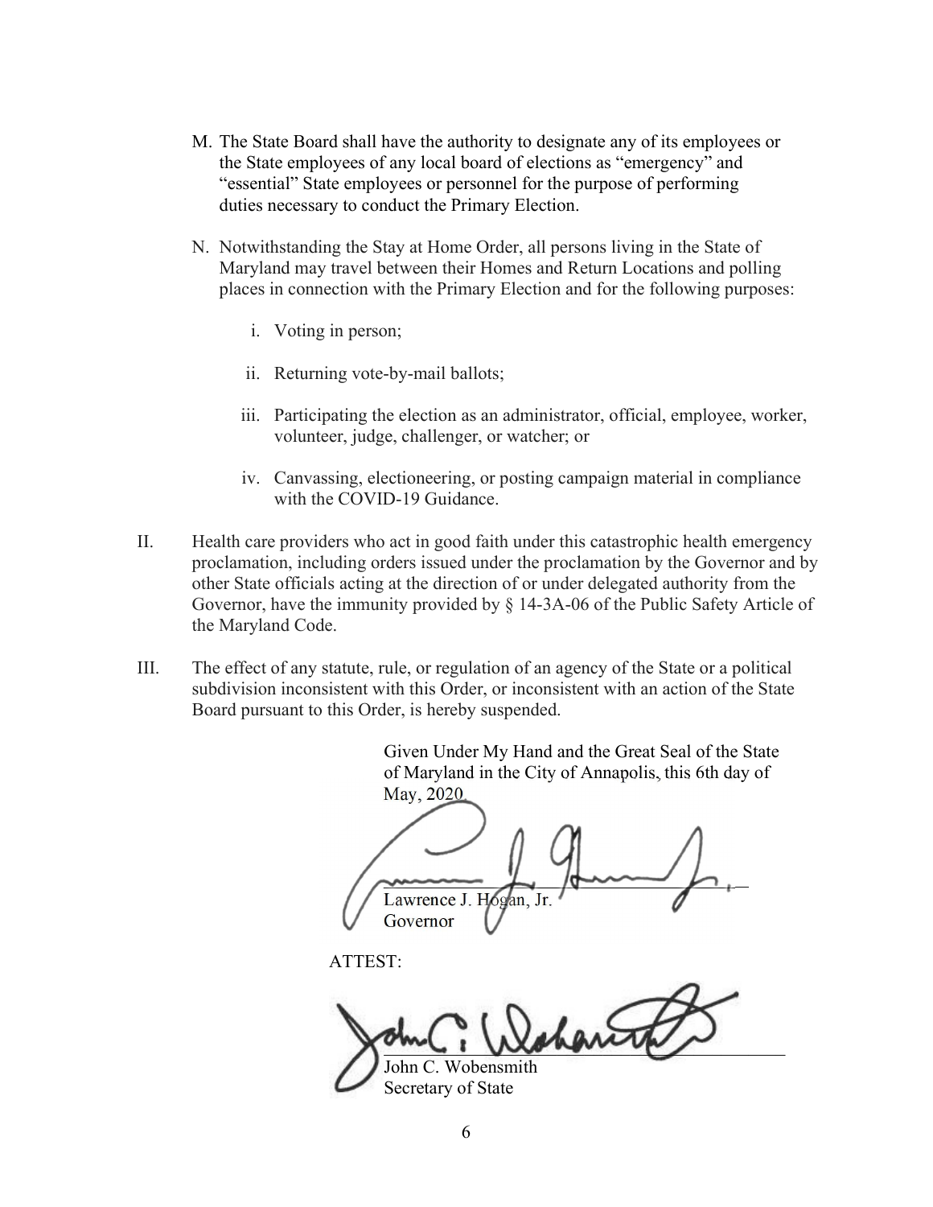M. The State Board shall have the authority to designate any of its employees or the State employees of any local board of elections as "emergency" and "essential" State employees or personnel for the purpose of performing duties necessary to conduct the Primary Election.

N. Notwithstanding the Stay at Home Order, all persons living in the State of Maryland may travel between their Homes and Return Locations and polling places in connection with the Primary Election and for the following purposes:

   i. Voting in person;

   ii. Returning vote-by-mail ballots;

   iii. Participating the election as an administrator, official, employee, worker, volunteer, judge, challenger, or watcher; or

   iv. Canvassing, electioneering, or posting campaign material in compliance with the COVID-19 Guidance.

II. Health care providers who act in good faith under this catastrophic health emergency proclamation, including orders issued under the proclamation by the Governor and by other State officials acting at the direction of or under delegated authority from the Governor, have the immunity provided by § 14-3A-06 of the Public Safety Article of the Maryland Code.

III. The effect of any statute, rule, or regulation of an agency of the State or a political subdivision inconsistent with this Order, or inconsistent with an action of the State Board pursuant to this Order, is hereby suspended.

Given Under My Hand and the Great Seal of the State of Maryland in the City of Annapolis, this 6th day of May, 2020.

Lawrence J. Hogan, Jr.
Governor

ATTEST:

John C. Wobensmith
Secretary of State